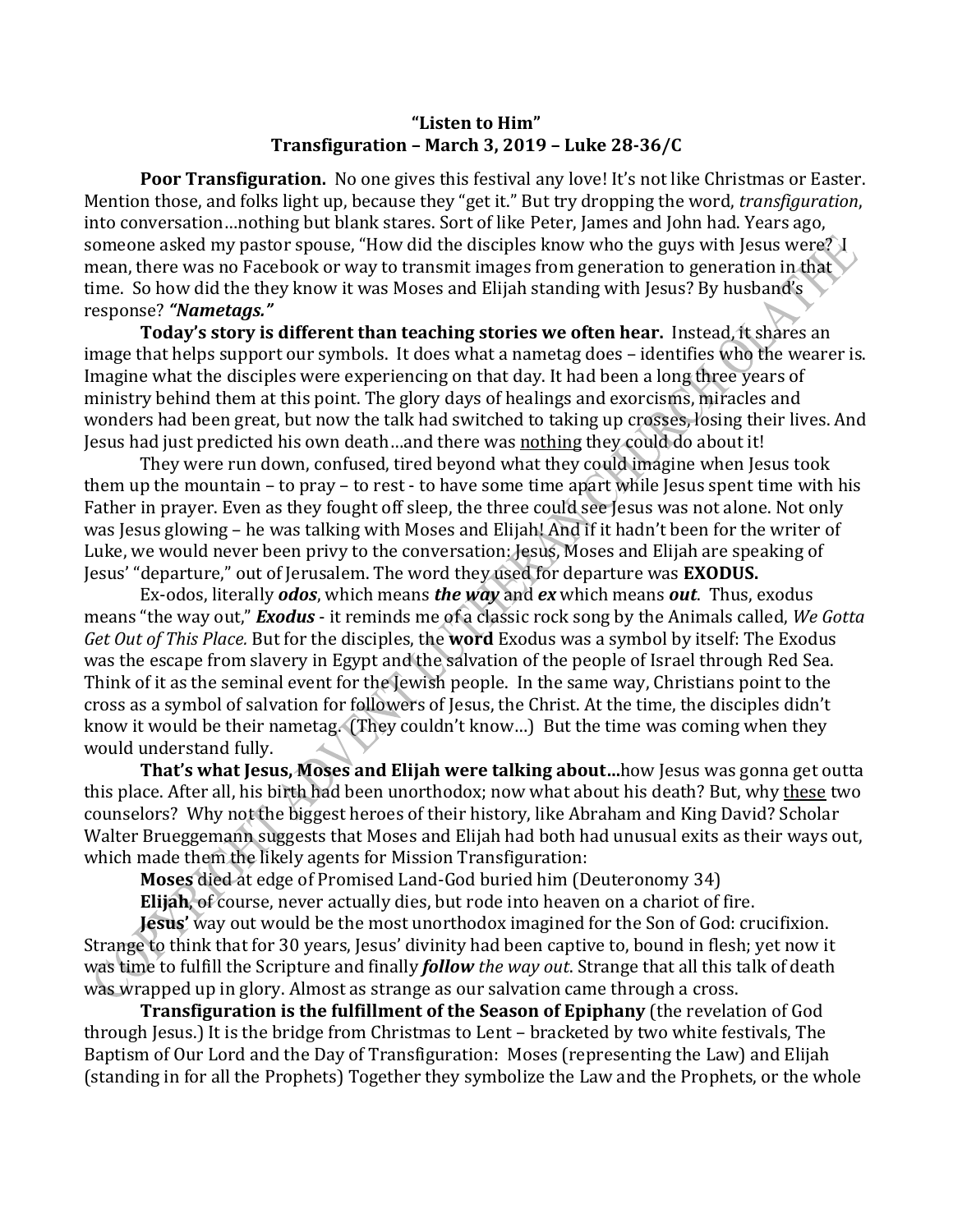**"Listen to Him"**
**Transfiguration – March 3, 2019 – Luke 28-36/C**

**Poor Transfiguration.** No one gives this festival any love! It's not like Christmas or Easter. Mention those, and folks light up, because they "get it." But try dropping the word, *transfiguration*, into conversation…nothing but blank stares. Sort of like Peter, James and John had. Years ago, someone asked my pastor spouse, "How did the disciples know who the guys with Jesus were? I mean, there was no Facebook or way to transmit images from generation to generation in that time. So how did the they know it was Moses and Elijah standing with Jesus? By husband's response? ***"Nametags."***

**Today's story is different than teaching stories we often hear.** Instead, it shares an image that helps support our symbols. It does what a nametag does – identifies who the wearer is. Imagine what the disciples were experiencing on that day. It had been a long three years of ministry behind them at this point. The glory days of healings and exorcisms, miracles and wonders had been great, but now the talk had switched to taking up crosses, losing their lives. And Jesus had just predicted his own death…and there was nothing they could do about it!

They were run down, confused, tired beyond what they could imagine when Jesus took them up the mountain – to pray – to rest - to have some time apart while Jesus spent time with his Father in prayer. Even as they fought off sleep, the three could see Jesus was not alone. Not only was Jesus glowing – he was talking with Moses and Elijah! And if it hadn't been for the writer of Luke, we would never been privy to the conversation: Jesus, Moses and Elijah are speaking of Jesus' "departure," out of Jerusalem. The word they used for departure was **EXODUS.**

Ex-odos, literally ***odos***, which means ***the way*** and ***ex*** which means ***out***. Thus, exodus means "the way out," ***Exodus*** - it reminds me of a classic rock song by the Animals called, *We Gotta Get Out of This Place.* But for the disciples, the **word** Exodus was a symbol by itself: The Exodus was the escape from slavery in Egypt and the salvation of the people of Israel through Red Sea. Think of it as the seminal event for the Jewish people. In the same way, Christians point to the cross as a symbol of salvation for followers of Jesus, the Christ. At the time, the disciples didn't know it would be their nametag. (They couldn't know…) But the time was coming when they would understand fully.

**That's what Jesus, Moses and Elijah were talking about…**how Jesus was gonna get outta this place. After all, his birth had been unorthodox; now what about his death? But, why these two counselors? Why not the biggest heroes of their history, like Abraham and King David? Scholar Walter Brueggemann suggests that Moses and Elijah had both had unusual exits as their ways out, which made them the likely agents for Mission Transfiguration:

**Moses** died at edge of Promised Land-God buried him (Deuteronomy 34)

**Elijah**, of course, never actually dies, but rode into heaven on a chariot of fire.

**Jesus'** way out would be the most unorthodox imagined for the Son of God: crucifixion. Strange to think that for 30 years, Jesus' divinity had been captive to, bound in flesh; yet now it was time to fulfill the Scripture and finally ***follow*** *the way out*. Strange that all this talk of death was wrapped up in glory. Almost as strange as our salvation came through a cross.

**Transfiguration is the fulfillment of the Season of Epiphany** (the revelation of God through Jesus.) It is the bridge from Christmas to Lent – bracketed by two white festivals, The Baptism of Our Lord and the Day of Transfiguration: Moses (representing the Law) and Elijah (standing in for all the Prophets) Together they symbolize the Law and the Prophets, or the whole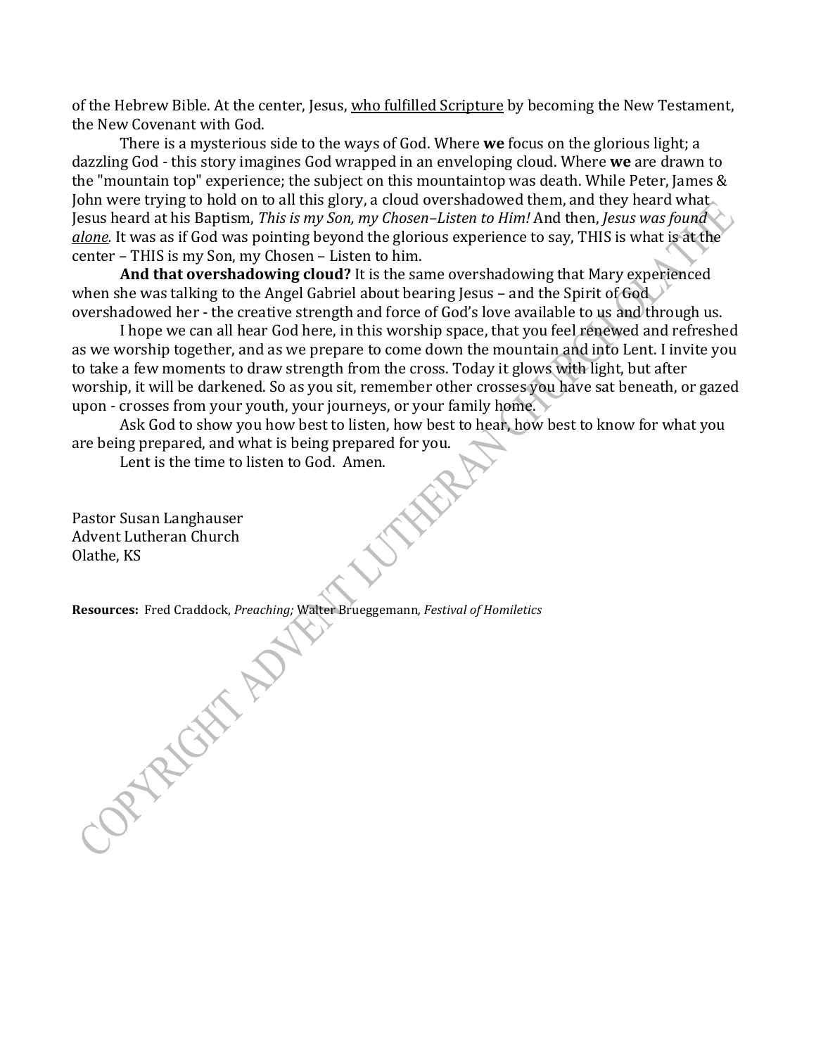of the Hebrew Bible. At the center, Jesus, <u>who fulfilled Scripture</u> by becoming the New Testament, the New Covenant with God.

There is a mysterious side to the ways of God. Where **we** focus on the glorious light; a dazzling God - this story imagines God wrapped in an enveloping cloud. Where **we** are drawn to the "mountain top" experience; the subject on this mountaintop was death. While Peter, James & John were trying to hold on to all this glory, a cloud overshadowed them, and they heard what Jesus heard at his Baptism, *This is my Son, my Chosen–Listen to Him!* And then, *Jesus was found <u>alone</u>.* It was as if God was pointing beyond the glorious experience to say, THIS is what is at the center – THIS is my Son, my Chosen – Listen to him.

**And that overshadowing cloud?** It is the same overshadowing that Mary experienced when she was talking to the Angel Gabriel about bearing Jesus – and the Spirit of God overshadowed her - the creative strength and force of God's love available to us and through us.

I hope we can all hear God here, in this worship space, that you feel renewed and refreshed as we worship together, and as we prepare to come down the mountain and into Lent. I invite you to take a few moments to draw strength from the cross. Today it glows with light, but after worship, it will be darkened. So as you sit, remember other crosses you have sat beneath, or gazed upon - crosses from your youth, your journeys, or your family home.

Ask God to show you how best to listen, how best to hear, how best to know for what you are being prepared, and what is being prepared for you.

Lent is the time to listen to God. Amen.

Pastor Susan Langhauser
Advent Lutheran Church
Olathe, KS

**Resources:** Fred Craddock, *Preaching;* Walter Brueggemann*, Festival of Homiletics*